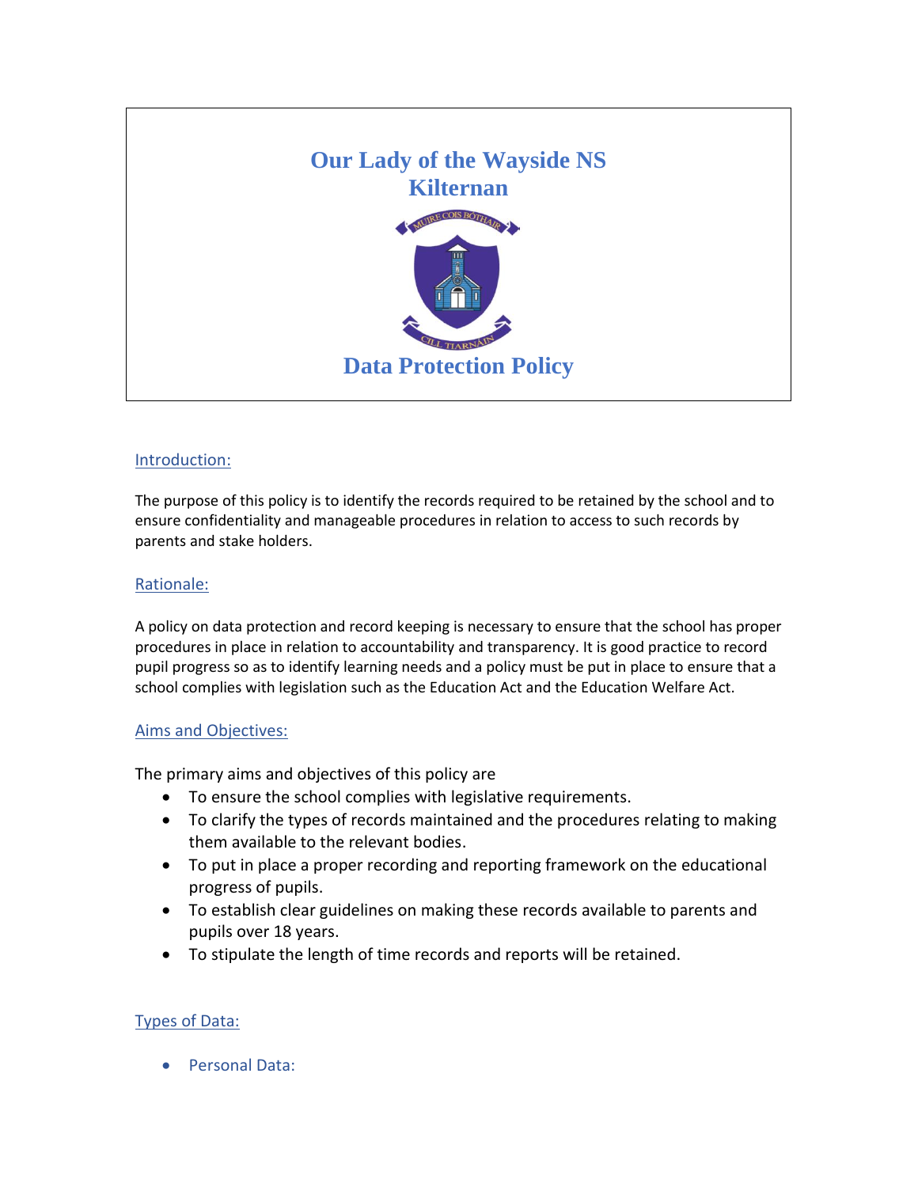# Our Lady of the Wayside NS
# Kilternan

# Data Protection Policy

## Introduction:

The purpose of this policy is to identify the records required to be retained by the school and to ensure confidentiality and manageable procedures in relation to access to such records by parents and stake holders.

## Rationale:

A policy on data protection and record keeping is necessary to ensure that the school has proper procedures in place in relation to accountability and transparency. It is good practice to record pupil progress so as to identify learning needs and a policy must be put in place to ensure that a school complies with legislation such as the Education Act and the Education Welfare Act.

## Aims and Objectives:

The primary aims and objectives of this policy are

- To ensure the school complies with legislative requirements.
- To clarify the types of records maintained and the procedures relating to making them available to the relevant bodies.
- To put in place a proper recording and reporting framework on the educational progress of pupils.
- To establish clear guidelines on making these records available to parents and pupils over 18 years.
- To stipulate the length of time records and reports will be retained.

## Types of Data:

- Personal Data: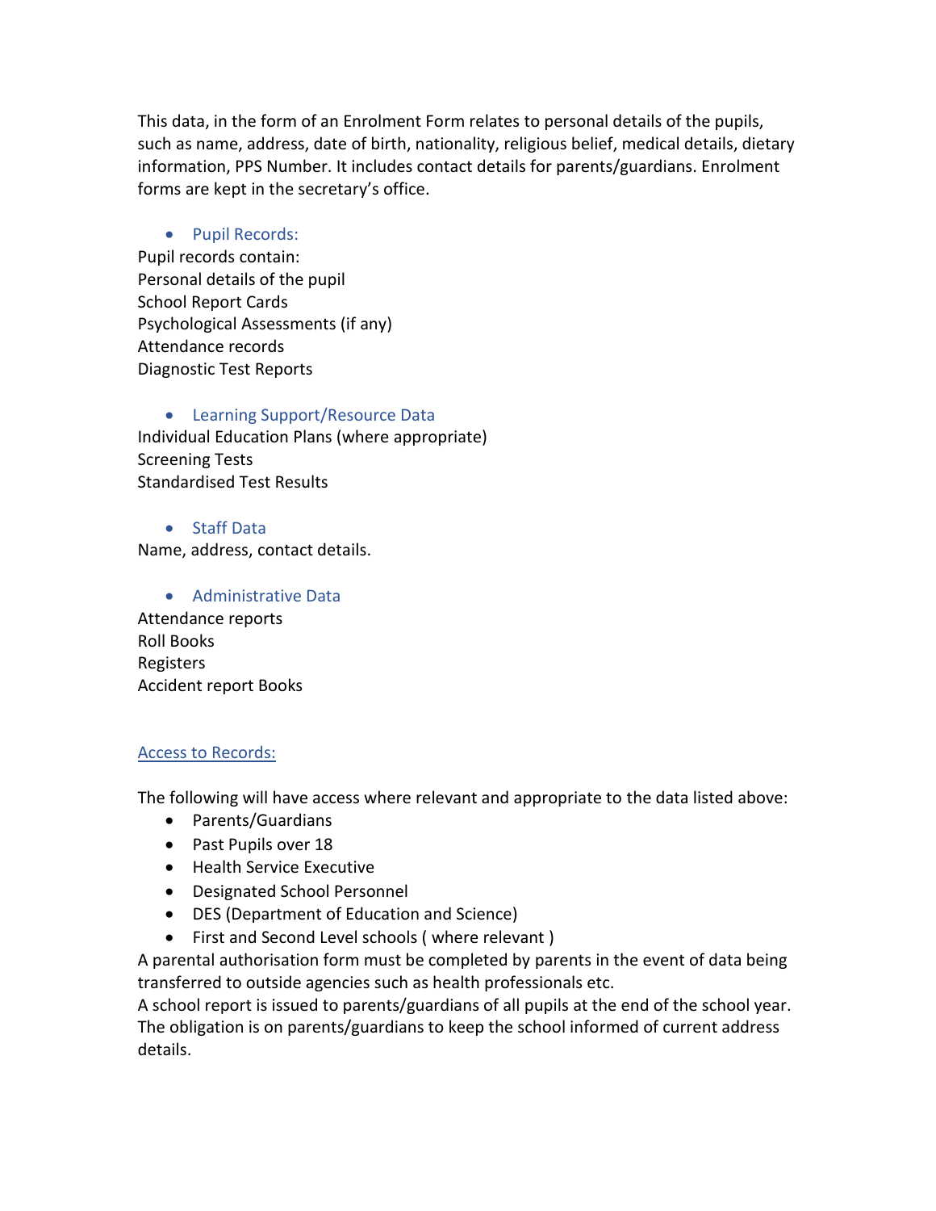This data, in the form of an Enrolment Form relates to personal details of the pupils, such as name, address, date of birth, nationality, religious belief, medical details, dietary information, PPS Number. It includes contact details for parents/guardians. Enrolment forms are kept in the secretary's office.

- Pupil Records:

Pupil records contain:
Personal details of the pupil
School Report Cards
Psychological Assessments (if any)
Attendance records
Diagnostic Test Reports

- Learning Support/Resource Data

Individual Education Plans (where appropriate)
Screening Tests
Standardised Test Results

- Staff Data

Name, address, contact details.

- Administrative Data

Attendance reports
Roll Books
Registers
Accident report Books

## Access to Records:

The following will have access where relevant and appropriate to the data listed above:

- Parents/Guardians
- Past Pupils over 18
- Health Service Executive
- Designated School Personnel
- DES (Department of Education and Science)
- First and Second Level schools ( where relevant )

A parental authorisation form must be completed by parents in the event of data being transferred to outside agencies such as health professionals etc.
A school report is issued to parents/guardians of all pupils at the end of the school year.
The obligation is on parents/guardians to keep the school informed of current address details.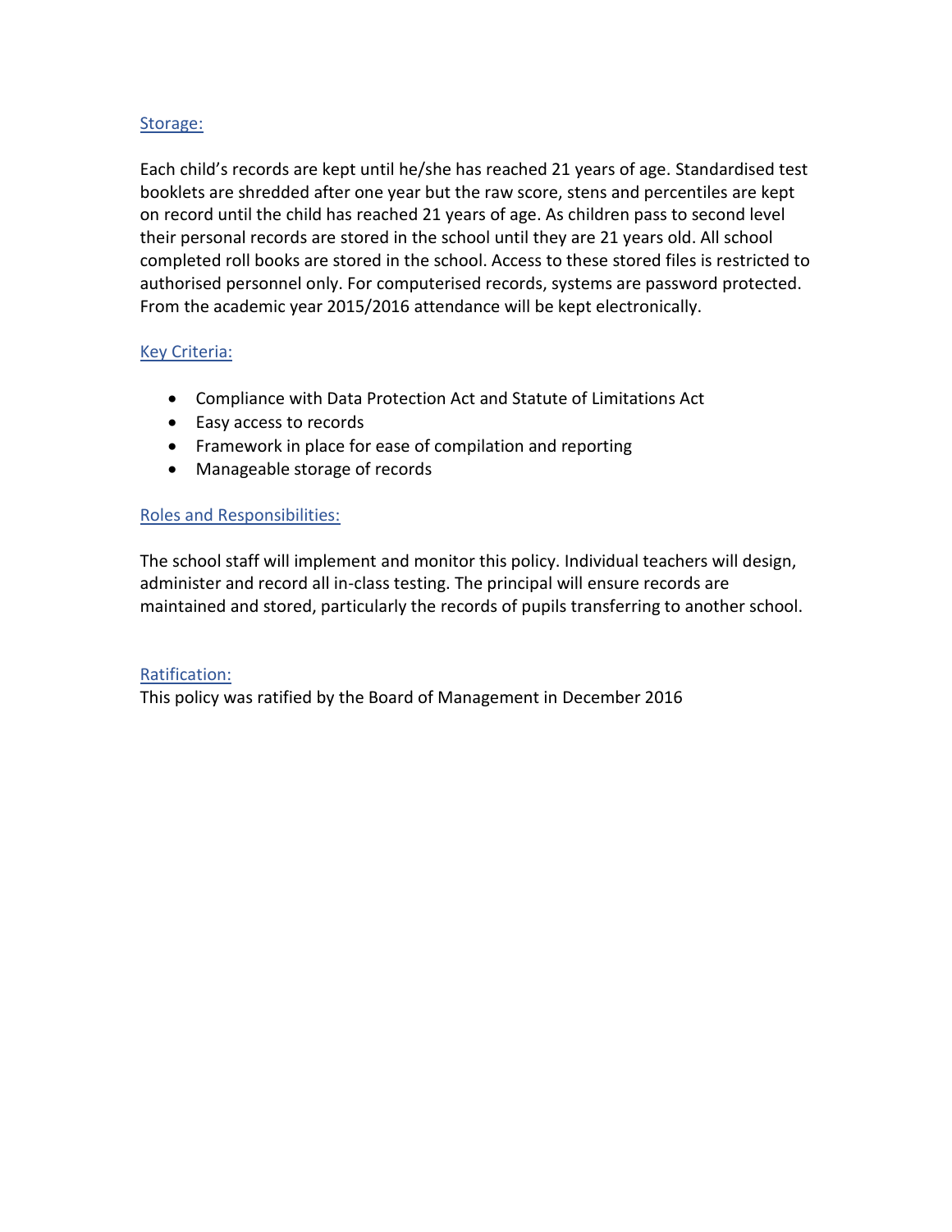## Storage:

Each child's records are kept until he/she has reached 21 years of age. Standardised test booklets are shredded after one year but the raw score, stens and percentiles are kept on record until the child has reached 21 years of age. As children pass to second level their personal records are stored in the school until they are 21 years old. All school completed roll books are stored in the school. Access to these stored files is restricted to authorised personnel only. For computerised records, systems are password protected. From the academic year 2015/2016 attendance will be kept electronically.

## Key Criteria:

- Compliance with Data Protection Act and Statute of Limitations Act
- Easy access to records
- Framework in place for ease of compilation and reporting
- Manageable storage of records

## Roles and Responsibilities:

The school staff will implement and monitor this policy. Individual teachers will design, administer and record all in-class testing. The principal will ensure records are maintained and stored, particularly the records of pupils transferring to another school.

## Ratification:

This policy was ratified by the Board of Management in December 2016